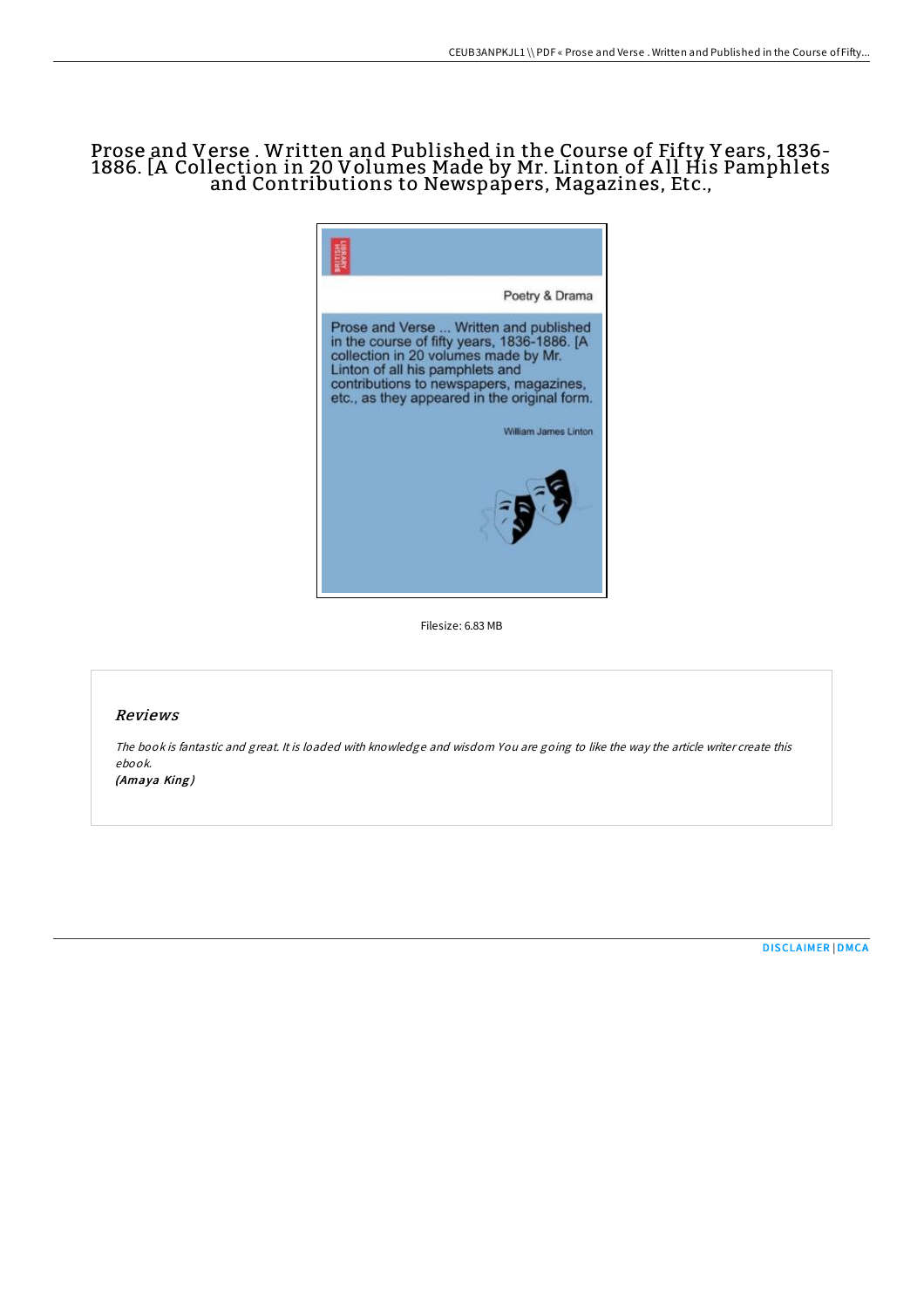# Prose and Verse . Written and Published in the Course of Fifty Years, 1836-1886. [A Collection in 20 Volumes Made by Mr. Linton of All His Pamphlets and Contributions to Newspapers, Magazines, Etc.,

Filesize: 6.83 MB

## Reviews

*The book is fantastic and great. It is loaded with knowledge and wisdom You are going to like the way the article writer create this ebook.*

*(Amaya King)*

DISCLAIMER | DMCA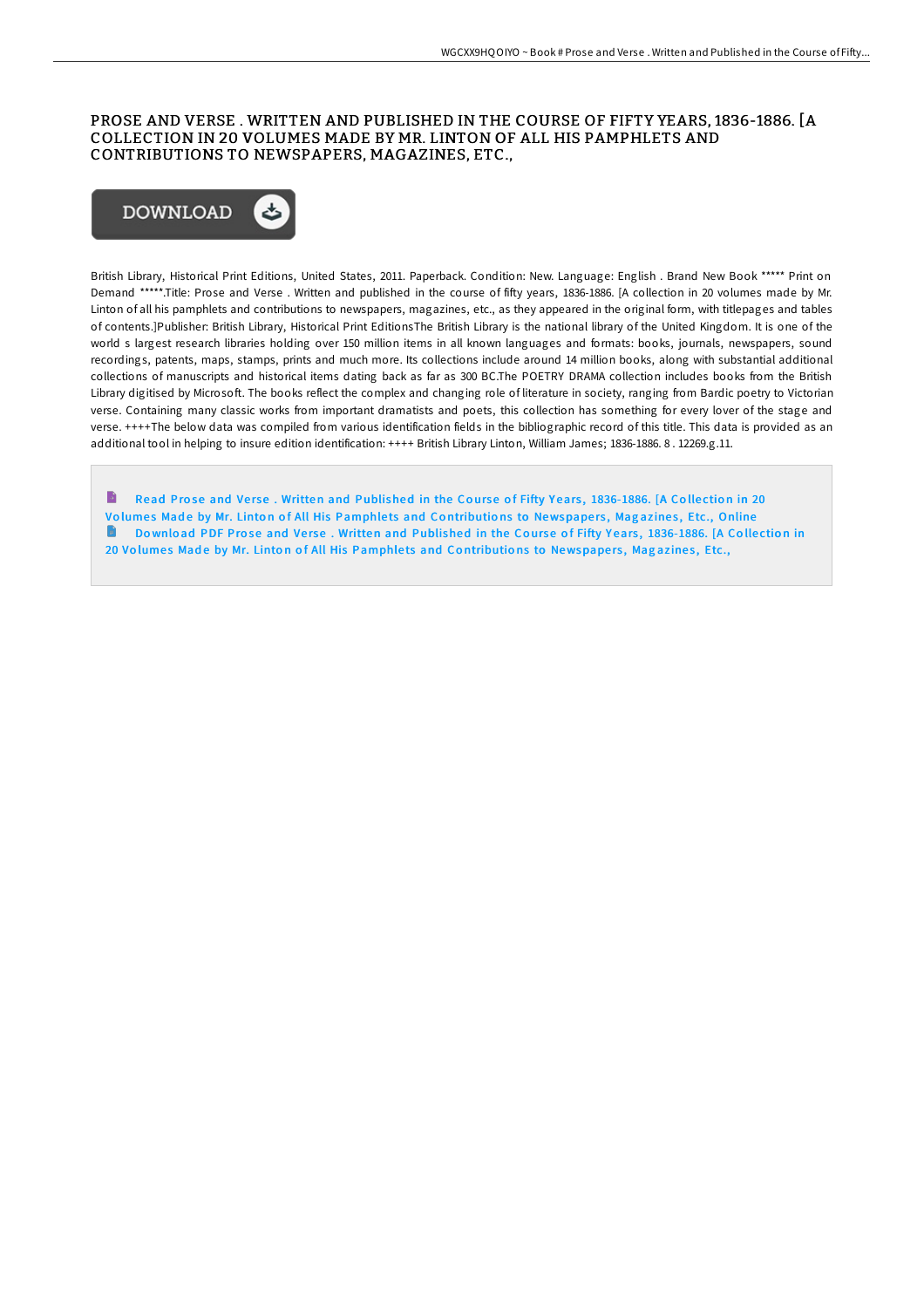## PROSE AND VERSE . WRITTEN AND PUBLISHED IN THE COURSE OF FIFTY YEARS, 1836-1886. [A COLLECTION IN 20 VOLUMES MADE BY MR. LINTON OF ALL HIS PAMPHLETS AND CONTRIBUTIONS TO NEWSPAPERS, MAGAZINES, ETC.,

DOWNLOAD

British Library, Historical Print Editions, United States, 2011. Paperback. Condition: New. Language: English . Brand New Book ***** Print on Demand *****.Title: Prose and Verse . Written and published in the course of fifty years, 1836-1886. [A collection in 20 volumes made by Mr. Linton of all his pamphlets and contributions to newspapers, magazines, etc., as they appeared in the original form, with titlepages and tables of contents.]Publisher: British Library, Historical Print EditionsThe British Library is the national library of the United Kingdom. It is one of the world s largest research libraries holding over 150 million items in all known languages and formats: books, journals, newspapers, sound recordings, patents, maps, stamps, prints and much more. Its collections include around 14 million books, along with substantial additional collections of manuscripts and historical items dating back as far as 300 BC.The POETRY DRAMA collection includes books from the British Library digitised by Microsoft. The books reflect the complex and changing role of literature in society, ranging from Bardic poetry to Victorian verse. Containing many classic works from important dramatists and poets, this collection has something for every lover of the stage and verse. ++++The below data was compiled from various identification fields in the bibliographic record of this title. This data is provided as an additional tool in helping to insure edition identification: ++++ British Library Linton, William James; 1836-1886. 8 . 12269.g.11.

Read Prose and Verse . Written and Published in the Course of Fifty Years, 1836-1886. [A Collection in 20 Volumes Made by Mr. Linton of All His Pamphlets and Contributions to Newspapers, Magazines, Etc., Online

Download PDF Prose and Verse . Written and Published in the Course of Fifty Years, 1836-1886. [A Collection in 20 Volumes Made by Mr. Linton of All His Pamphlets and Contributions to Newspapers, Magazines, Etc.,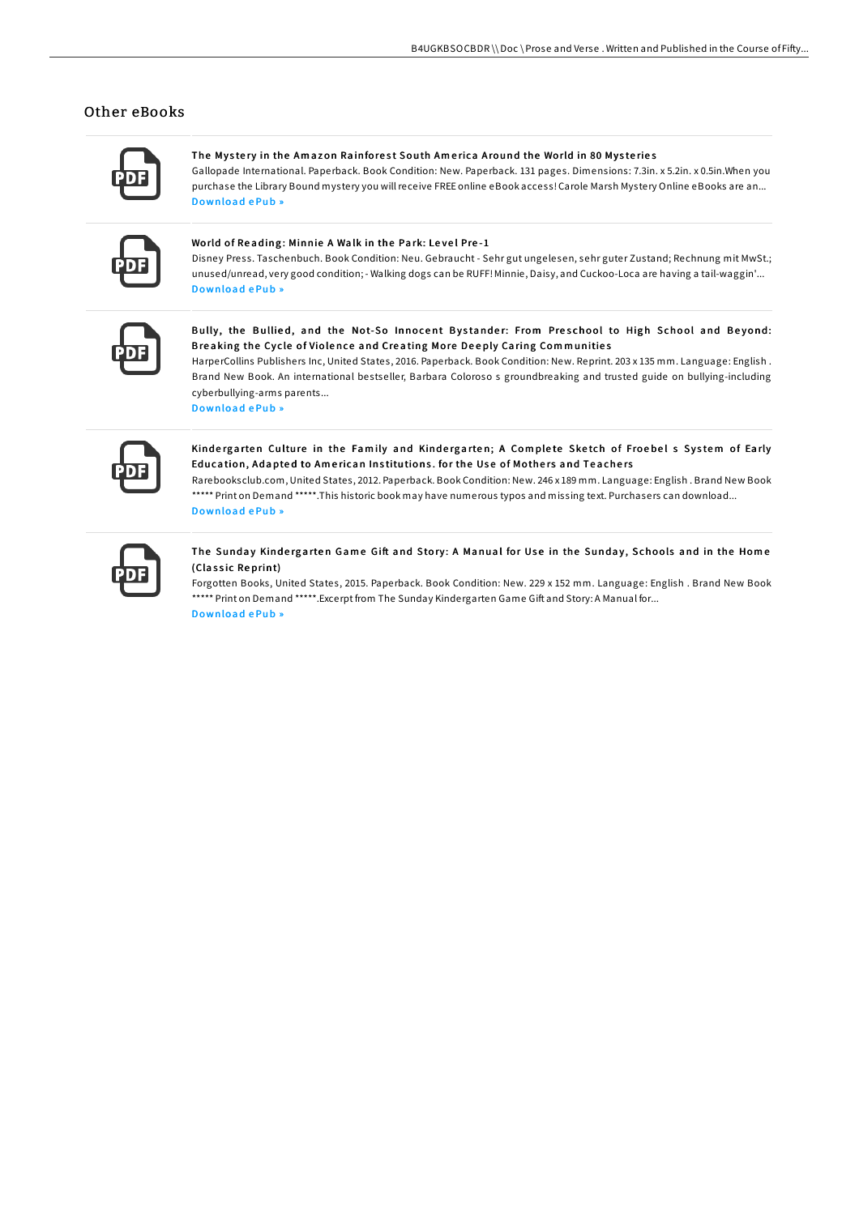## Other eBooks

**The Mystery in the Amazon Rainforest South America Around the World in 80 Mysteries**

Gallopade International. Paperback. Book Condition: New. Paperback. 131 pages. Dimensions: 7.3in. x 5.2in. x 0.5in.When you purchase the Library Bound mystery you will receive FREE online eBook access! Carole Marsh Mystery Online eBooks are an...

Download ePub »

**World of Reading: Minnie A Walk in the Park: Level Pre-1**

Disney Press. Taschenbuch. Book Condition: Neu. Gebraucht - Sehr gut ungelesen, sehr guter Zustand; Rechnung mit MwSt.; unused/unread, very good condition; - Walking dogs can be RUFF! Minnie, Daisy, and Cuckoo-Loca are having a tail-waggin'...

Download ePub »

**Bully, the Bullied, and the Not-So Innocent Bystander: From Preschool to High School and Beyond: Breaking the Cycle of Violence and Creating More Deeply Caring Communities**

HarperCollins Publishers Inc, United States, 2016. Paperback. Book Condition: New. Reprint. 203 x 135 mm. Language: English . Brand New Book. An international bestseller, Barbara Coloroso s groundbreaking and trusted guide on bullying-including cyberbullying-arms parents...

Download ePub »

**Kindergarten Culture in the Family and Kindergarten; A Complete Sketch of Froebel s System of Early Education, Adapted to American Institutions. for the Use of Mothers and Teachers**

Rarebooksclub.com, United States, 2012. Paperback. Book Condition: New. 246 x 189 mm. Language: English . Brand New Book ***** Print on Demand *****.This historic book may have numerous typos and missing text. Purchasers can download...

Download ePub »

**The Sunday Kindergarten Game Gift and Story: A Manual for Use in the Sunday, Schools and in the Home (Classic Reprint)**

Forgotten Books, United States, 2015. Paperback. Book Condition: New. 229 x 152 mm. Language: English . Brand New Book ***** Print on Demand *****.Excerpt from The Sunday Kindergarten Game Gift and Story: A Manual for...

Download ePub »